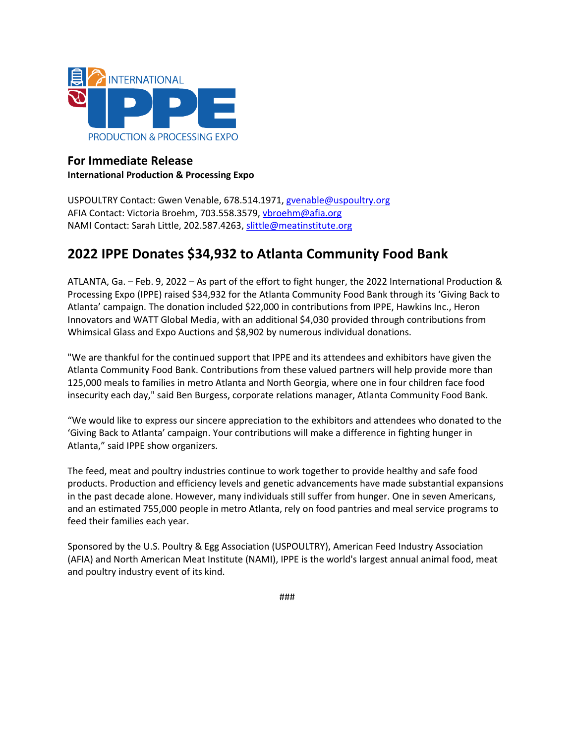INTERNATIONAL IPPE PRODUCTION & PROCESSING EXPO

## For Immediate Release

**International Production & Processing Expo**

USPOULTRY Contact: Gwen Venable, 678.514.1971, gvenable@uspoultry.org
AFIA Contact: Victoria Broehm, 703.558.3579, vbroehm@afia.org
NAMI Contact: Sarah Little, 202.587.4263, slittle@meatinstitute.org

# 2022 IPPE Donates $34,932 to Atlanta Community Food Bank

ATLANTA, Ga. – Feb. 9, 2022 – As part of the effort to fight hunger, the 2022 International Production & Processing Expo (IPPE) raised $34,932 for the Atlanta Community Food Bank through its 'Giving Back to Atlanta' campaign. The donation included $22,000 in contributions from IPPE, Hawkins Inc., Heron Innovators and WATT Global Media, with an additional $4,030 provided through contributions from Whimsical Glass and Expo Auctions and $8,902 by numerous individual donations.

"We are thankful for the continued support that IPPE and its attendees and exhibitors have given the Atlanta Community Food Bank. Contributions from these valued partners will help provide more than 125,000 meals to families in metro Atlanta and North Georgia, where one in four children face food insecurity each day," said Ben Burgess, corporate relations manager, Atlanta Community Food Bank.

"We would like to express our sincere appreciation to the exhibitors and attendees who donated to the 'Giving Back to Atlanta' campaign. Your contributions will make a difference in fighting hunger in Atlanta," said IPPE show organizers.

The feed, meat and poultry industries continue to work together to provide healthy and safe food products. Production and efficiency levels and genetic advancements have made substantial expansions in the past decade alone. However, many individuals still suffer from hunger. One in seven Americans, and an estimated 755,000 people in metro Atlanta, rely on food pantries and meal service programs to feed their families each year.

Sponsored by the U.S. Poultry & Egg Association (USPOULTRY), American Feed Industry Association (AFIA) and North American Meat Institute (NAMI), IPPE is the world's largest annual animal food, meat and poultry industry event of its kind.

###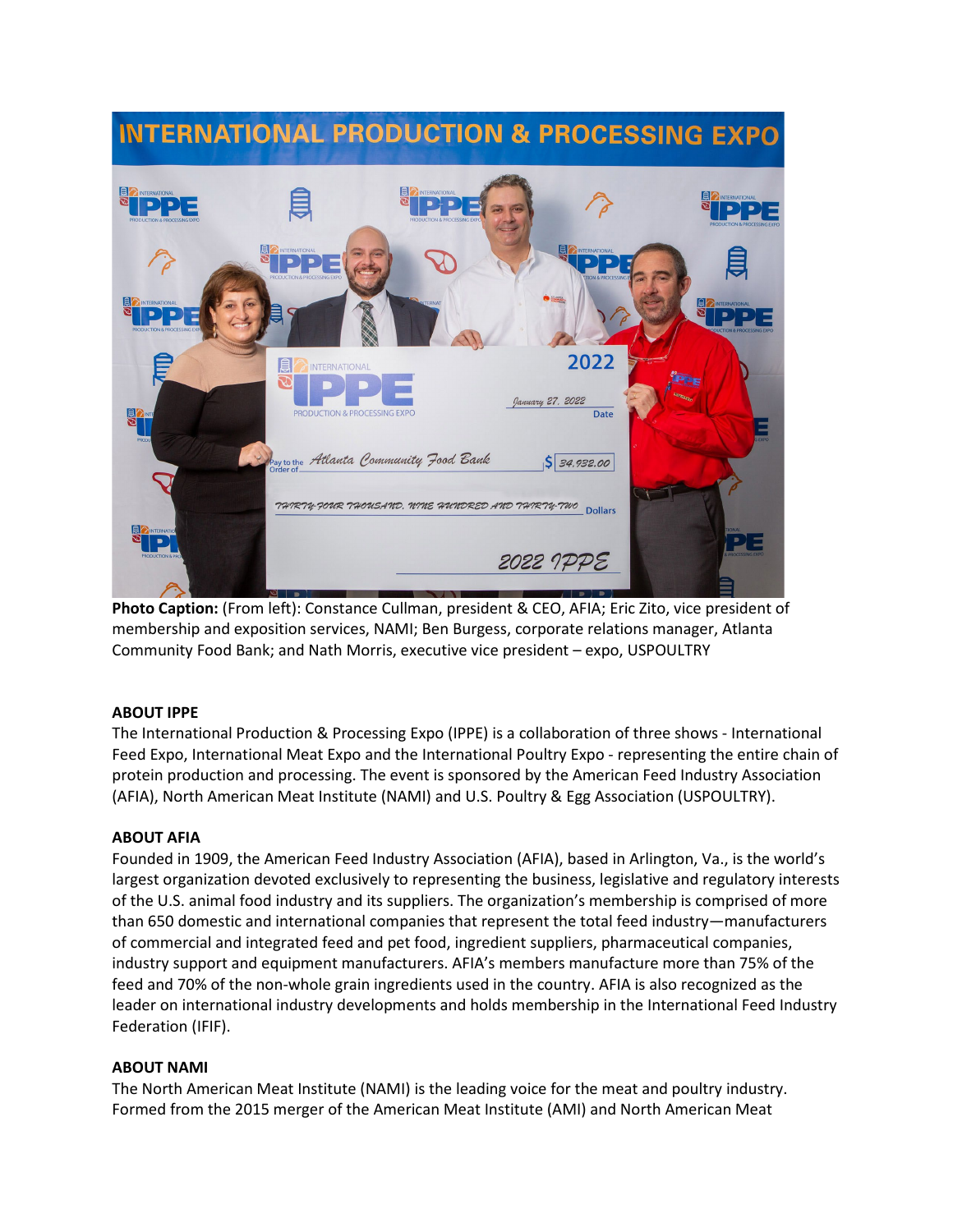**Photo Caption:** (From left): Constance Cullman, president & CEO, AFIA; Eric Zito, vice president of membership and exposition services, NAMI; Ben Burgess, corporate relations manager, Atlanta Community Food Bank; and Nath Morris, executive vice president – expo, USPOULTRY

**ABOUT IPPE**

The International Production & Processing Expo (IPPE) is a collaboration of three shows - International Feed Expo, International Meat Expo and the International Poultry Expo - representing the entire chain of protein production and processing. The event is sponsored by the American Feed Industry Association (AFIA), North American Meat Institute (NAMI) and U.S. Poultry & Egg Association (USPOULTRY).

**ABOUT AFIA**

Founded in 1909, the American Feed Industry Association (AFIA), based in Arlington, Va., is the world's largest organization devoted exclusively to representing the business, legislative and regulatory interests of the U.S. animal food industry and its suppliers. The organization's membership is comprised of more than 650 domestic and international companies that represent the total feed industry—manufacturers of commercial and integrated feed and pet food, ingredient suppliers, pharmaceutical companies, industry support and equipment manufacturers. AFIA's members manufacture more than 75% of the feed and 70% of the non-whole grain ingredients used in the country. AFIA is also recognized as the leader on international industry developments and holds membership in the International Feed Industry Federation (IFIF).

**ABOUT NAMI**

The North American Meat Institute (NAMI) is the leading voice for the meat and poultry industry. Formed from the 2015 merger of the American Meat Institute (AMI) and North American Meat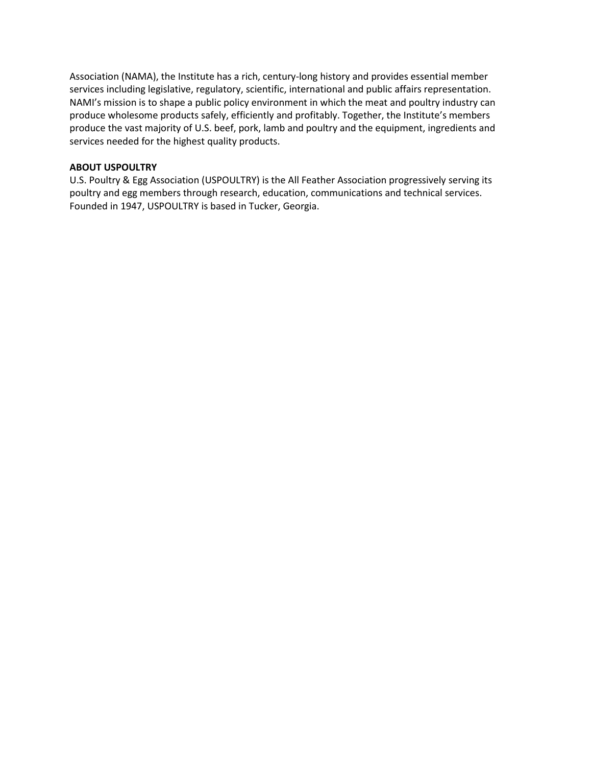Association (NAMA), the Institute has a rich, century-long history and provides essential member services including legislative, regulatory, scientific, international and public affairs representation. NAMI's mission is to shape a public policy environment in which the meat and poultry industry can produce wholesome products safely, efficiently and profitably. Together, the Institute's members produce the vast majority of U.S. beef, pork, lamb and poultry and the equipment, ingredients and services needed for the highest quality products.

**ABOUT USPOULTRY**

U.S. Poultry & Egg Association (USPOULTRY) is the All Feather Association progressively serving its poultry and egg members through research, education, communications and technical services. Founded in 1947, USPOULTRY is based in Tucker, Georgia.